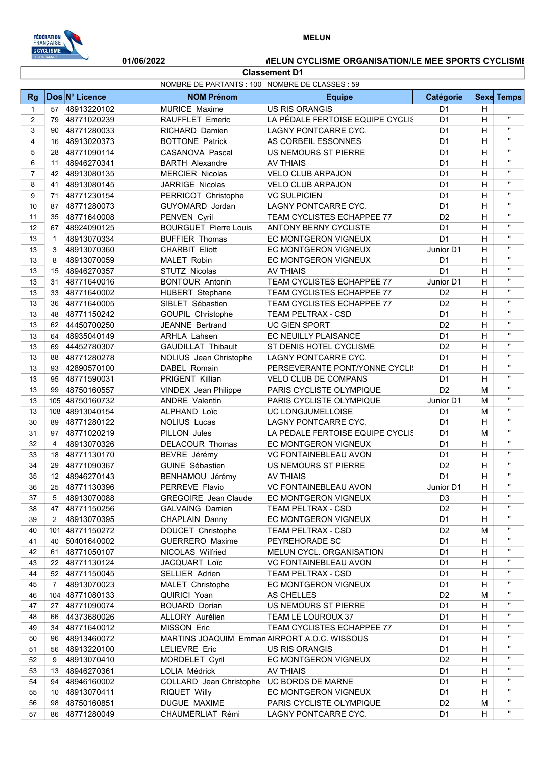MELUN

01/06/2022

MELUN CYCLISME ORGANISATION/LE MEE SPORTS CYCLISME

## Classement D1

NOMBRE DE PARTANTS : 100 NOMBRE DE CLASSES : 59

| Rg | Dos | N° Licence | NOM Prénom | Equipe | Catégorie | Sexe | Temps |
|---|---|---|---|---|---|---|---|
| 1 | 57 | 48913220102 | MURICE Maxime | US RIS ORANGIS | D1 | H | |
| 2 | 79 | 48771020239 | RAUFFLET Emeric | LA PÉDALE FERTOISE EQUIPE CYCLIS | D1 | H | " |
| 3 | 90 | 48771280033 | RICHARD Damien | LAGNY PONTCARRE CYC. | D1 | H | " |
| 4 | 16 | 48913020373 | BOTTONE Patrick | AS CORBEIL ESSONNES | D1 | H | " |
| 5 | 28 | 48771090114 | CASANOVA Pascal | US NEMOURS ST PIERRE | D1 | H | " |
| 6 | 11 | 48946270341 | BARTH Alexandre | AV THIAIS | D1 | H | " |
| 7 | 42 | 48913080135 | MERCIER Nicolas | VELO CLUB ARPAJON | D1 | H | " |
| 8 | 41 | 48913080145 | JARRIGE Nicolas | VELO CLUB ARPAJON | D1 | H | " |
| 9 | 71 | 48771230154 | PERRICOT Christophe | VC SULPICIEN | D1 | H | " |
| 10 | 87 | 48771280073 | GUYOMARD Jordan | LAGNY PONTCARRE CYC. | D1 | H | " |
| 11 | 35 | 48771640008 | PENVEN Cyril | TEAM CYCLISTES ECHAPPEE 77 | D2 | H | " |
| 12 | 67 | 48924090125 | BOURGUET Pierre Louis | ANTONY BERNY CYCLISTE | D1 | H | " |
| 13 | 1 | 48913070334 | BUFFIER Thomas | EC MONTGERON VIGNEUX | D1 | H | " |
| 13 | 3 | 48913070360 | CHARBIT Eliott | EC MONTGERON VIGNEUX | Junior D1 | H | " |
| 13 | 8 | 48913070059 | MALET Robin | EC MONTGERON VIGNEUX | D1 | H | " |
| 13 | 15 | 48946270357 | STUTZ Nicolas | AV THIAIS | D1 | H | " |
| 13 | 31 | 48771640016 | BONTOUR Antonin | TEAM CYCLISTES ECHAPPEE 77 | Junior D1 | H | " |
| 13 | 33 | 48771640002 | HUBERT Stephane | TEAM CYCLISTES ECHAPPEE 77 | D2 | H | " |
| 13 | 36 | 48771640005 | SIBLET Sébastien | TEAM CYCLISTES ECHAPPEE 77 | D2 | H | " |
| 13 | 48 | 48771150242 | GOUPIL Christophe | TEAM PELTRAX - CSD | D1 | H | " |
| 13 | 62 | 44450700250 | JEANNE Bertrand | UC GIEN SPORT | D2 | H | " |
| 13 | 64 | 48935040149 | ARHLA Lahsen | EC NEUILLY PLAISANCE | D1 | H | " |
| 13 | 69 | 44452780307 | GAUDILLAT Thibault | ST DENIS HOTEL CYCLISME | D2 | H | " |
| 13 | 88 | 48771280278 | NOLIUS Jean Christophe | LAGNY PONTCARRE CYC. | D1 | H | " |
| 13 | 93 | 42890570100 | DABEL Romain | PERSEVERANTE PONT/YONNE CYCLI | D1 | H | " |
| 13 | 95 | 48771590031 | PRIGENT Killian | VELO CLUB DE COMPANS | D1 | H | " |
| 13 | 99 | 48750160557 | VINDEX Jean Philippe | PARIS CYCLISTE OLYMPIQUE | D2 | M | " |
| 13 | 105 | 48750160732 | ANDRE Valentin | PARIS CYCLISTE OLYMPIQUE | Junior D1 | M | " |
| 13 | 108 | 48913040154 | ALPHAND Loïc | UC LONGJUMELLOISE | D1 | M | " |
| 30 | 89 | 48771280122 | NOLIUS Lucas | LAGNY PONTCARRE CYC. | D1 | H | " |
| 31 | 97 | 48771020219 | PILLON Jules | LA PÉDALE FERTOISE EQUIPE CYCLIS | D1 | M | " |
| 32 | 4 | 48913070326 | DELACOUR Thomas | EC MONTGERON VIGNEUX | D1 | H | " |
| 33 | 18 | 48771130170 | BEVRE Jérémy | VC FONTAINEBLEAU AVON | D1 | H | " |
| 34 | 29 | 48771090367 | GUINE Sébastien | US NEMOURS ST PIERRE | D2 | H | " |
| 35 | 12 | 48946270143 | BENHAMOU Jérémy | AV THIAIS | D1 | H | " |
| 36 | 25 | 48771130396 | PERREVE Flavio | VC FONTAINEBLEAU AVON | Junior D1 | H | " |
| 37 | 5 | 48913070088 | GREGOIRE Jean Claude | EC MONTGERON VIGNEUX | D3 | H | " |
| 38 | 47 | 48771150256 | GALVAING Damien | TEAM PELTRAX - CSD | D2 | H | " |
| 39 | 2 | 48913070395 | CHAPLAIN Danny | EC MONTGERON VIGNEUX | D1 | H | " |
| 40 | 101 | 48771150272 | DOUCET Christophe | TEAM PELTRAX - CSD | D2 | M | " |
| 41 | 40 | 50401640002 | GUERRERO Maxime | PEYREHORADE SC | D1 | H | " |
| 42 | 61 | 48771050107 | NICOLAS Wilfried | MELUN CYCL. ORGANISATION | D1 | H | " |
| 43 | 22 | 48771130124 | JACQUART Loïc | VC FONTAINEBLEAU AVON | D1 | H | " |
| 44 | 52 | 48771150045 | SELLIER Adrien | TEAM PELTRAX - CSD | D1 | H | " |
| 45 | 7 | 48913070023 | MALET Christophe | EC MONTGERON VIGNEUX | D1 | H | " |
| 46 | 104 | 48771080133 | QUIRICI Yoan | AS CHELLES | D2 | M | " |
| 47 | 27 | 48771090074 | BOUARD Dorian | US NEMOURS ST PIERRE | D1 | H | " |
| 48 | 66 | 44373680026 | ALLORY Aurélien | TEAM LE LOUROUX 37 | D1 | H | " |
| 49 | 34 | 48771640012 | MISSON Eric | TEAM CYCLISTES ECHAPPEE 77 | D1 | H | " |
| 50 | 96 | 48913460072 | MARTINS JOAQUIM Emman | AIRPORT A.O.C. WISSOUS | D1 | H | " |
| 51 | 56 | 48913220100 | LELIEVRE Eric | US RIS ORANGIS | D1 | H | " |
| 52 | 9 | 48913070410 | MORDELET Cyril | EC MONTGERON VIGNEUX | D2 | H | " |
| 53 | 13 | 48946270361 | LOLIA Médrick | AV THIAIS | D1 | H | " |
| 54 | 94 | 48946160002 | COLLARD Jean Christophe | UC BORDS DE MARNE | D1 | H | " |
| 55 | 10 | 48913070411 | RIQUET Willy | EC MONTGERON VIGNEUX | D1 | H | " |
| 56 | 98 | 48750160851 | DUGUE MAXIME | PARIS CYCLISTE OLYMPIQUE | D2 | M | " |
| 57 | 86 | 48771280049 | CHAUMERLIAT Rémi | LAGNY PONTCARRE CYC. | D1 | H | " |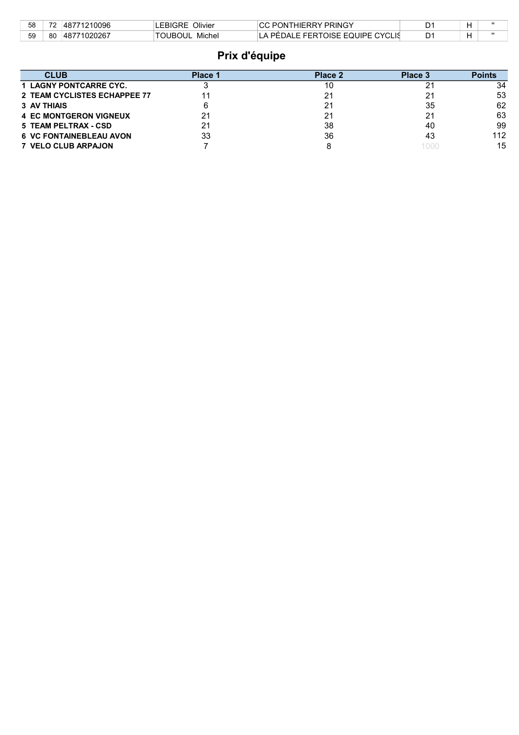| | | | | | | | |
|---|---|---|---|---|---|---|---|
| 58 | 72 | 48771210096 | LEBIGRE Olivier | CC PONTHIERRY PRINGY | D1 | H | " |
| 59 | 80 | 48771020267 | TOUBOUL Michel | LA PÉDALE FERTOISE EQUIPE CYCLIS | D1 | H | " |

## Prix d'équipe

| CLUB | Place 1 | Place 2 | Place 3 | Points |
|---|---|---|---|---|
| **1 LAGNY PONTCARRE CYC.** | 3 | 10 | 21 | 34 |
| **2 TEAM CYCLISTES ECHAPPEE 77** | 11 | 21 | 21 | 53 |
| **3 AV THIAIS** | 6 | 21 | 35 | 62 |
| **4 EC MONTGERON VIGNEUX** | 21 | 21 | 21 | 63 |
| **5 TEAM PELTRAX - CSD** | 21 | 38 | 40 | 99 |
| **6 VC FONTAINEBLEAU AVON** | 33 | 36 | 43 | 112 |
| **7 VELO CLUB ARPAJON** | 7 | 8 | 1000 | 15 |